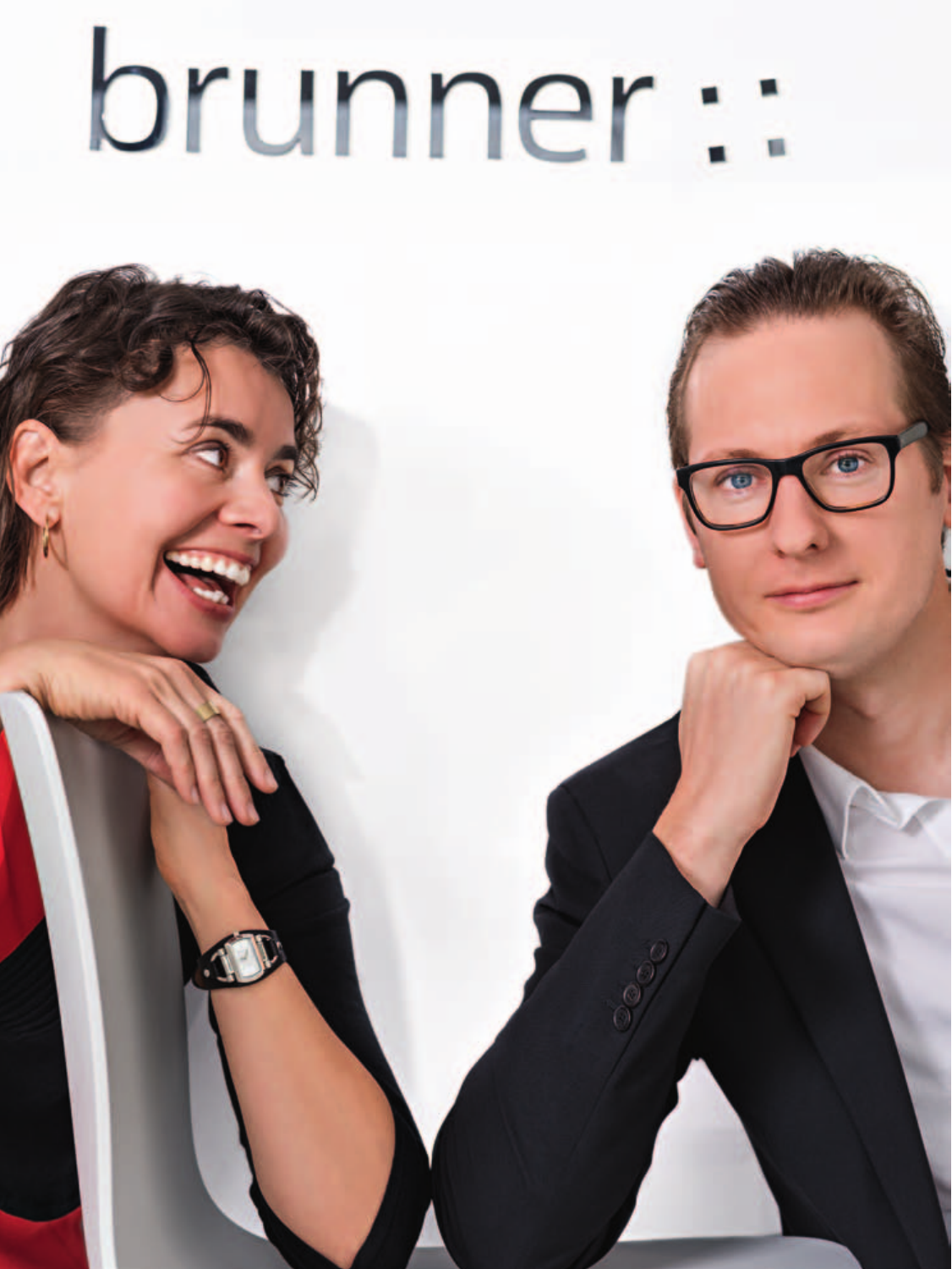brunner ::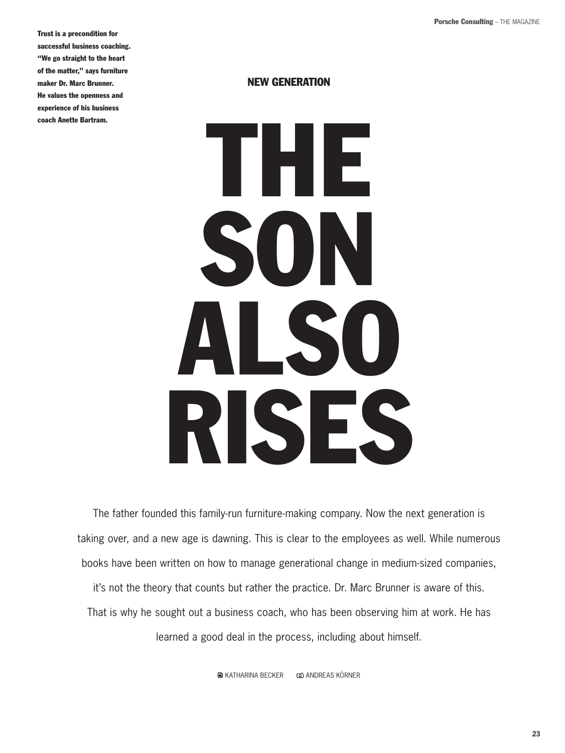**Trust is a precondition for successful business coaching. "We go straight to the heart of the matter," says furniture maker Dr. Marc Brunner. He values the openness and experience of his business coach Anette Bartram.**

**NEW GENERATION**

# THE SON ALSO RISES

The father founded this family-run furniture-making company. Now the next generation is taking over, and a new age is dawning. This is clear to the employees as well. While numerous books have been written on how to manage generational change in medium-sized companies, it's not the theory that counts but rather the practice. Dr. Marc Brunner is aware of this. That is why he sought out a business coach, who has been observing him at work. He has learned a good deal in the process, including about himself.

KATHARINA BECKER ANDREAS KÖRNER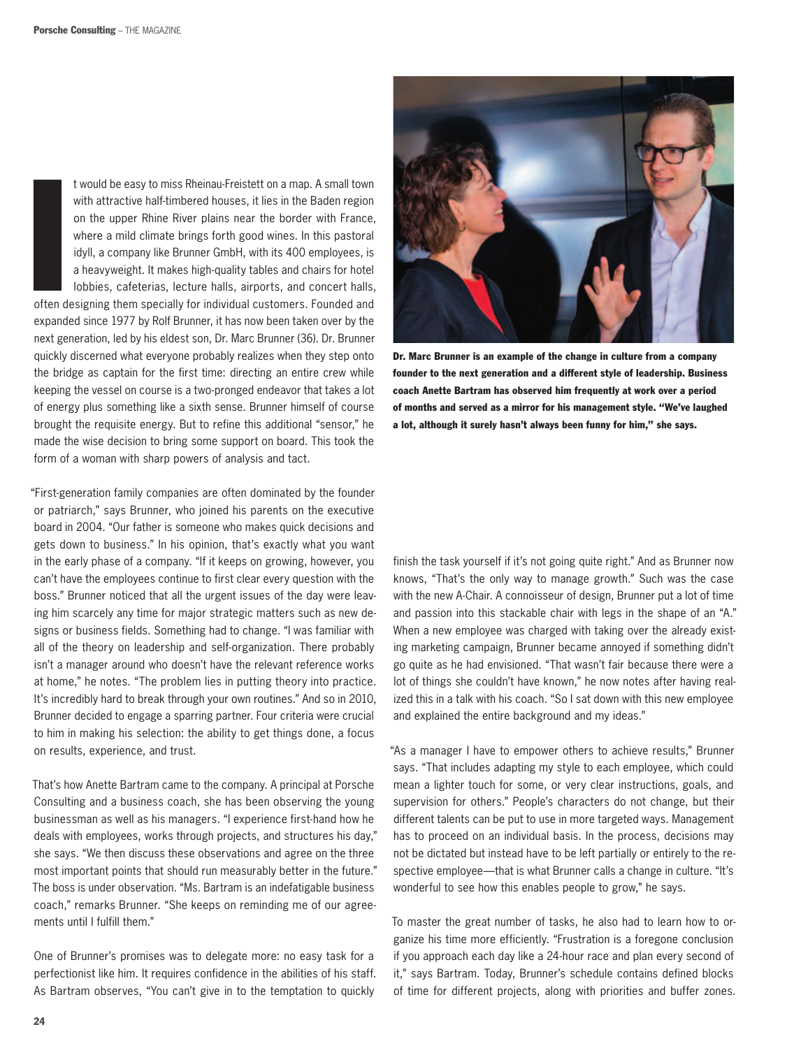It would be easy to miss Rheinau-Freistett on a map. A small town with attractive half-timbered houses, it lies in the Baden region on the upper Rhine River plains near the border with France, where a mild climate brings forth good wines. In this pastoral idyll, a company like Brunner GmbH, with its 400 employees, is a heavyweight. It makes high-quality tables and chairs for hotel lobbies, cafeterias, lecture halls, airports, and concert halls, often designing them specially for individual customers. Founded and expanded since 1977 by Rolf Brunner, it has now been taken over by the next generation, led by his eldest son, Dr. Marc Brunner (36). Dr. Brunner quickly discerned what everyone probably realizes when they step onto the bridge as captain for the first time: directing an entire crew while keeping the vessel on course is a two-pronged endeavor that takes a lot of energy plus something like a sixth sense. Brunner himself of course brought the requisite energy. But to refine this additional "sensor," he made the wise decision to bring some support on board. This took the form of a woman with sharp powers of analysis and tact.

"First-generation family companies are often dominated by the founder or patriarch," says Brunner, who joined his parents on the executive board in 2004. "Our father is someone who makes quick decisions and gets down to business." In his opinion, that's exactly what you want in the early phase of a company. "If it keeps on growing, however, you can't have the employees continue to first clear every question with the boss." Brunner noticed that all the urgent issues of the day were leaving him scarcely any time for major strategic matters such as new designs or business fields. Something had to change. "I was familiar with all of the theory on leadership and self-organization. There probably isn't a manager around who doesn't have the relevant reference works at home," he notes. "The problem lies in putting theory into practice. It's incredibly hard to break through your own routines." And so in 2010, Brunner decided to engage a sparring partner. Four criteria were crucial to him in making his selection: the ability to get things done, a focus on results, experience, and trust.

That's how Anette Bartram came to the company. A principal at Porsche Consulting and a business coach, she has been observing the young businessman as well as his managers. "I experience first-hand how he deals with employees, works through projects, and structures his day," she says. "We then discuss these observations and agree on the three most important points that should run measurably better in the future." The boss is under observation. "Ms. Bartram is an indefatigable business coach," remarks Brunner. "She keeps on reminding me of our agreements until I fulfill them."

One of Brunner's promises was to delegate more: no easy task for a perfectionist like him. It requires confidence in the abilities of his staff. As Bartram observes, "You can't give in to the temptation to quickly finish the task yourself if it's not going quite right." And as Brunner now knows, "That's the only way to manage growth." Such was the case with the new A-Chair. A connoisseur of design, Brunner put a lot of time and passion into this stackable chair with legs in the shape of an "A." When a new employee was charged with taking over the already existing marketing campaign, Brunner became annoyed if something didn't go quite as he had envisioned. "That wasn't fair because there were a lot of things she couldn't have known," he now notes after having realized this in a talk with his coach. "So I sat down with this new employee and explained the entire background and my ideas."

"As a manager I have to empower others to achieve results," Brunner says. "That includes adapting my style to each employee, which could mean a lighter touch for some, or very clear instructions, goals, and supervision for others." People's characters do not change, but their different talents can be put to use in more targeted ways. Management has to proceed on an individual basis. In the process, decisions may not be dictated but instead have to be left partially or entirely to the respective employee—that is what Brunner calls a change in culture. "It's wonderful to see how this enables people to grow," he says.

To master the great number of tasks, he also had to learn how to organize his time more efficiently. "Frustration is a foregone conclusion if you approach each day like a 24-hour race and plan every second of it," says Bartram. Today, Brunner's schedule contains defined blocks of time for different projects, along with priorities and buffer zones.

**Dr. Marc Brunner is an example of the change in culture from a company founder to the next generation and a different style of leadership. Business coach Anette Bartram has observed him frequently at work over a period of months and served as a mirror for his management style. "We've laughed a lot, although it surely hasn't always been funny for him," she says.**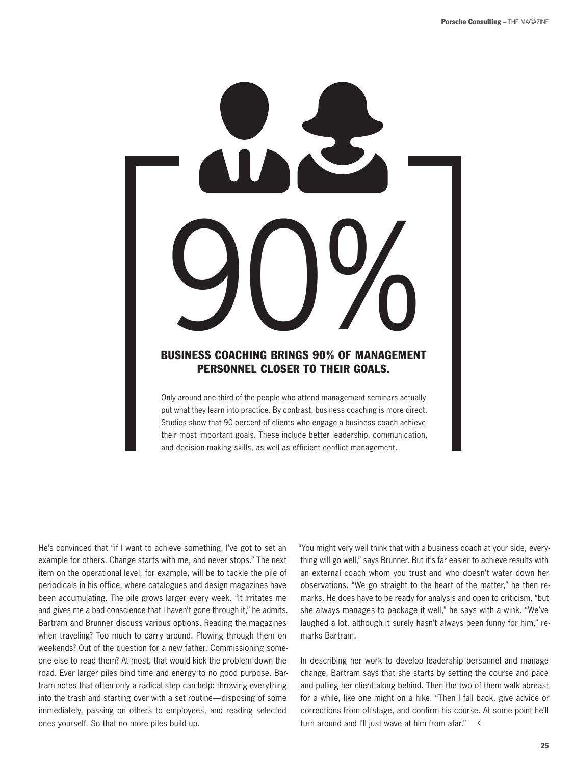90%

## BUSINESS COACHING BRINGS 90% OF MANAGEMENT PERSONNEL CLOSER TO THEIR GOALS.

Only around one-third of the people who attend management seminars actually put what they learn into practice. By contrast, business coaching is more direct. Studies show that 90 percent of clients who engage a business coach achieve their most important goals. These include better leadership, communication, and decision-making skills, as well as efficient conflict management.

He's convinced that "if I want to achieve something, I've got to set an example for others. Change starts with me, and never stops." The next item on the operational level, for example, will be to tackle the pile of periodicals in his office, where catalogues and design magazines have been accumulating. The pile grows larger every week. "It irritates me and gives me a bad conscience that I haven't gone through it," he admits. Bartram and Brunner discuss various options. Reading the magazines when traveling? Too much to carry around. Plowing through them on weekends? Out of the question for a new father. Commissioning someone else to read them? At most, that would kick the problem down the road. Ever larger piles bind time and energy to no good purpose. Bartram notes that often only a radical step can help: throwing everything into the trash and starting over with a set routine—disposing of some immediately, passing on others to employees, and reading selected ones yourself. So that no more piles build up.

"You might very well think that with a business coach at your side, everything will go well," says Brunner. But it's far easier to achieve results with an external coach whom you trust and who doesn't water down her observations. "We go straight to the heart of the matter," he then remarks. He does have to be ready for analysis and open to criticism, "but she always manages to package it well," he says with a wink. "We've laughed a lot, although it surely hasn't always been funny for him," remarks Bartram.

In describing her work to develop leadership personnel and manage change, Bartram says that she starts by setting the course and pace and pulling her client along behind. Then the two of them walk abreast for a while, like one might on a hike. "Then I fall back, give advice or corrections from offstage, and confirm his course. At some point he'll turn around and I'll just wave at him from afar." ←